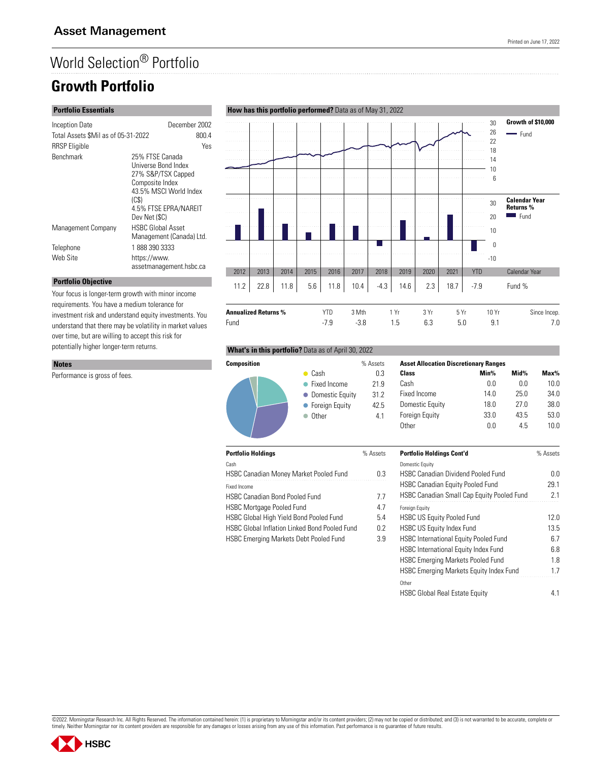# Asset Management

Printed on June 17, 2022

## World Selection® Portfolio

# Growth Portfolio

### Portfolio Essentials

| | |
|---|---|
| Inception Date | December 2002 |
| Total Assets $Mil as of 05-31-2022 | 800.4 |
| RRSP Eligible | Yes |
| Benchmark | 25% FTSE Canada Universe Bond Index<br>27% S&P/TSX Capped Composite Index<br>43.5% MSCI World Index (C$)<br>4.5% FTSE EPRA/NAREIT Dev Net ($C) |
| Management Company | HSBC Global Asset Management (Canada) Ltd. |
| Telephone | 1 888 390 3333 |
| Web Site | https://www.assetmanagement.hsbc.ca |

### Portfolio Objective

Your focus is longer-term growth with minor income requirements. You have a medium tolerance for investment risk and understand equity investments. You understand that there may be volatility in market values over time, but are willing to accept this risk for potentially higher longer-term returns.

### Notes

Performance is gross of fees.

### How has this portfolio performed? Data as of May 31, 2022

Growth of $10,000 — Fund

Calendar Year Returns % — Fund

| Calendar Year | 2012 | 2013 | 2014 | 2015 | 2016 | 2017 | 2018 | 2019 | 2020 | 2021 | YTD |
|---|---|---|---|---|---|---|---|---|---|---|---|
| Fund % | 11.2 | 22.8 | 11.8 | 5.6 | 11.8 | 10.4 | -4.3 | 14.6 | 2.3 | 18.7 | -7.9 |

| Annualized Returns % | YTD | 3 Mth | 1 Yr | 3 Yr | 5 Yr | 10 Yr | Since Incep. |
|---|---|---|---|---|---|---|---|
| Fund | -7.9 | -3.8 | 1.5 | 6.3 | 5.0 | 9.1 | 7.0 |

### What's in this portfolio? Data as of April 30, 2022

| Composition | % Assets |
|---|---|
| Cash | 0.3 |
| Fixed Income | 21.9 |
| Domestic Equity | 31.2 |
| Foreign Equity | 42.5 |
| Other | 4.1 |

**Asset Allocation Discretionary Ranges**

| Class | Min% | Mid% | Max% |
|---|---|---|---|
| Cash | 0.0 | 0.0 | 10.0 |
| Fixed Income | 14.0 | 25.0 | 34.0 |
| Domestic Equity | 18.0 | 27.0 | 38.0 |
| Foreign Equity | 33.0 | 43.5 | 53.0 |
| Other | 0.0 | 4.5 | 10.0 |

| Portfolio Holdings | % Assets |
|---|---|
| *Cash* | |
| HSBC Canadian Money Market Pooled Fund | 0.3 |
| *Fixed Income* | |
| HSBC Canadian Bond Pooled Fund | 7.7 |
| HSBC Mortgage Pooled Fund | 4.7 |
| HSBC Global High Yield Bond Pooled Fund | 5.4 |
| HSBC Global Inflation Linked Bond Pooled Fund | 0.2 |
| HSBC Emerging Markets Debt Pooled Fund | 3.9 |

| Portfolio Holdings Cont'd | % Assets |
|---|---|
| *Domestic Equity* | |
| HSBC Canadian Dividend Pooled Fund | 0.0 |
| HSBC Canadian Equity Pooled Fund | 29.1 |
| HSBC Canadian Small Cap Equity Pooled Fund | 2.1 |
| *Foreign Equity* | |
| HSBC US Equity Pooled Fund | 12.0 |
| HSBC US Equity Index Fund | 13.5 |
| HSBC International Equity Pooled Fund | 6.7 |
| HSBC International Equity Index Fund | 6.8 |
| HSBC Emerging Markets Pooled Fund | 1.8 |
| HSBC Emerging Markets Equity Index Fund | 1.7 |
| *Other* | |
| HSBC Global Real Estate Equity | 4.1 |

©2022. Morningstar Research Inc. All Rights Reserved. The information contained herein: (1) is proprietary to Morningstar and/or its content providers; (2) may not be copied or distributed; and (3) is not warranted to be accurate, complete or timely. Neither Morningstar nor its content providers are responsible for any damages or losses arising from any use of this information. Past performance is no guarantee of future results.

HSBC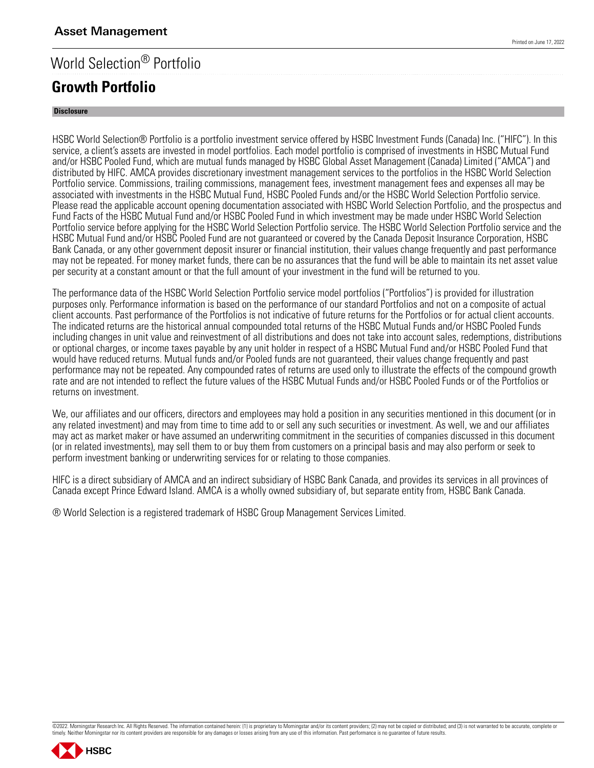# World Selection® Portfolio

## Growth Portfolio

**Disclosure**

HSBC World Selection® Portfolio is a portfolio investment service offered by HSBC Investment Funds (Canada) Inc. ("HIFC"). In this service, a client's assets are invested in model portfolios. Each model portfolio is comprised of investments in HSBC Mutual Fund and/or HSBC Pooled Fund, which are mutual funds managed by HSBC Global Asset Management (Canada) Limited ("AMCA") and distributed by HIFC. AMCA provides discretionary investment management services to the portfolios in the HSBC World Selection Portfolio service. Commissions, trailing commissions, management fees, investment management fees and expenses all may be associated with investments in the HSBC Mutual Fund, HSBC Pooled Funds and/or the HSBC World Selection Portfolio service. Please read the applicable account opening documentation associated with HSBC World Selection Portfolio, and the prospectus and Fund Facts of the HSBC Mutual Fund and/or HSBC Pooled Fund in which investment may be made under HSBC World Selection Portfolio service before applying for the HSBC World Selection Portfolio service. The HSBC World Selection Portfolio service and the HSBC Mutual Fund and/or HSBC Pooled Fund are not guaranteed or covered by the Canada Deposit Insurance Corporation, HSBC Bank Canada, or any other government deposit insurer or financial institution, their values change frequently and past performance may not be repeated. For money market funds, there can be no assurances that the fund will be able to maintain its net asset value per security at a constant amount or that the full amount of your investment in the fund will be returned to you.

The performance data of the HSBC World Selection Portfolio service model portfolios ("Portfolios") is provided for illustration purposes only. Performance information is based on the performance of our standard Portfolios and not on a composite of actual client accounts. Past performance of the Portfolios is not indicative of future returns for the Portfolios or for actual client accounts. The indicated returns are the historical annual compounded total returns of the HSBC Mutual Funds and/or HSBC Pooled Funds including changes in unit value and reinvestment of all distributions and does not take into account sales, redemptions, distributions or optional charges, or income taxes payable by any unit holder in respect of a HSBC Mutual Fund and/or HSBC Pooled Fund that would have reduced returns. Mutual funds and/or Pooled funds are not guaranteed, their values change frequently and past performance may not be repeated. Any compounded rates of returns are used only to illustrate the effects of the compound growth rate and are not intended to reflect the future values of the HSBC Mutual Funds and/or HSBC Pooled Funds or of the Portfolios or returns on investment.

We, our affiliates and our officers, directors and employees may hold a position in any securities mentioned in this document (or in any related investment) and may from time to time add to or sell any such securities or investment. As well, we and our affiliates may act as market maker or have assumed an underwriting commitment in the securities of companies discussed in this document (or in related investments), may sell them to or buy them from customers on a principal basis and may also perform or seek to perform investment banking or underwriting services for or relating to those companies.

HIFC is a direct subsidiary of AMCA and an indirect subsidiary of HSBC Bank Canada, and provides its services in all provinces of Canada except Prince Edward Island. AMCA is a wholly owned subsidiary of, but separate entity from, HSBC Bank Canada.

® World Selection is a registered trademark of HSBC Group Management Services Limited.

©2022. Morningstar Research Inc. All Rights Reserved. The information contained herein: (1) is proprietary to Morningstar and/or its content providers; (2) may not be copied or distributed; and (3) is not warranted to be accurate, complete or timely. Neither Morningstar nor its content providers are responsible for any damages or losses arising from any use of this information. Past performance is no guarantee of future results.